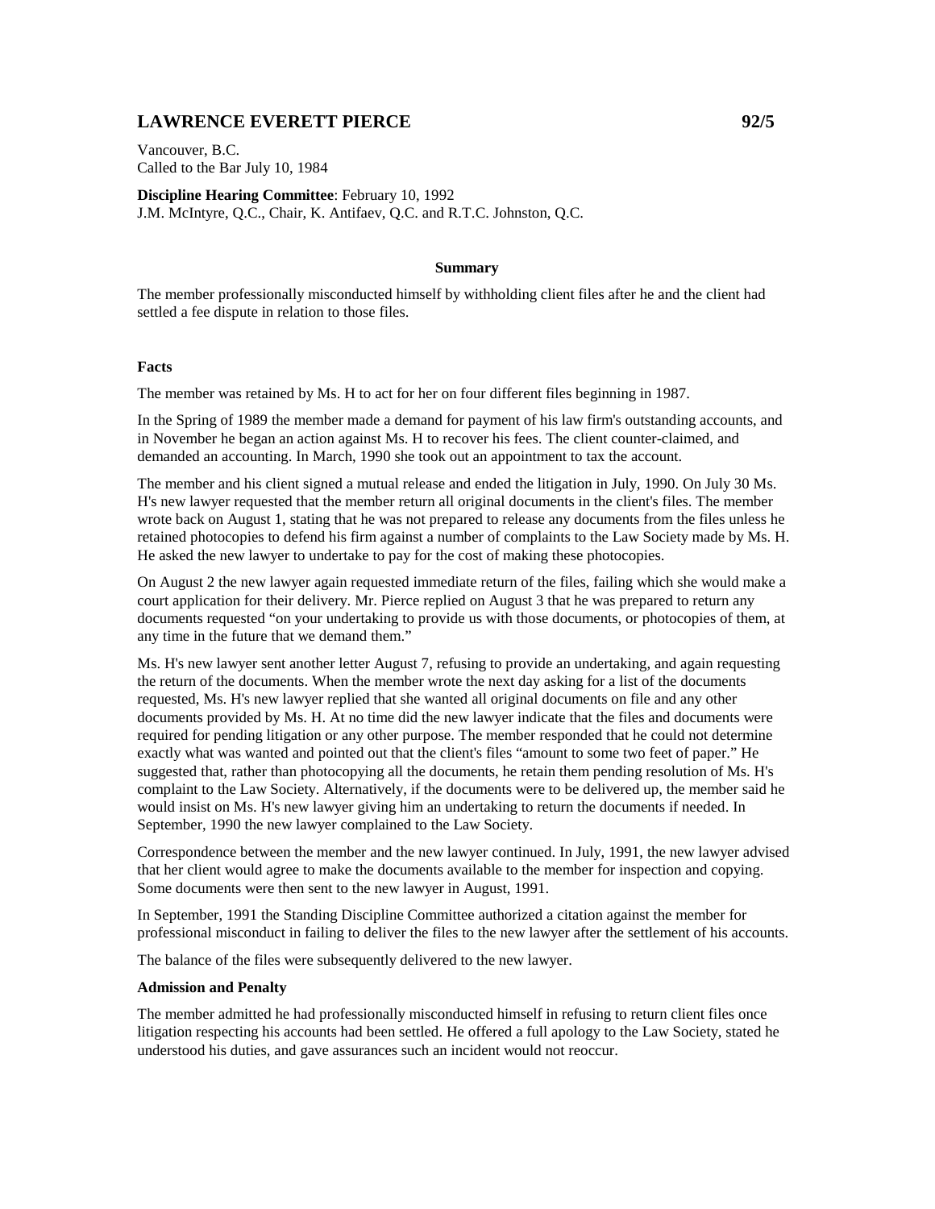## LAWRENCE EVERETT PIERCE 92/5

Vancouver, B.C.
Called to the Bar July 10, 1984

**Discipline Hearing Committee**: February 10, 1992
J.M. McIntyre, Q.C., Chair, K. Antifaev, Q.C. and R.T.C. Johnston, Q.C.

### Summary

The member professionally misconducted himself by withholding client files after he and the client had settled a fee dispute in relation to those files.

### Facts

The member was retained by Ms. H to act for her on four different files beginning in 1987.

In the Spring of 1989 the member made a demand for payment of his law firm's outstanding accounts, and in November he began an action against Ms. H to recover his fees. The client counter-claimed, and demanded an accounting. In March, 1990 she took out an appointment to tax the account.

The member and his client signed a mutual release and ended the litigation in July, 1990. On July 30 Ms. H's new lawyer requested that the member return all original documents in the client's files. The member wrote back on August 1, stating that he was not prepared to release any documents from the files unless he retained photocopies to defend his firm against a number of complaints to the Law Society made by Ms. H. He asked the new lawyer to undertake to pay for the cost of making these photocopies.

On August 2 the new lawyer again requested immediate return of the files, failing which she would make a court application for their delivery. Mr. Pierce replied on August 3 that he was prepared to return any documents requested "on your undertaking to provide us with those documents, or photocopies of them, at any time in the future that we demand them."

Ms. H's new lawyer sent another letter August 7, refusing to provide an undertaking, and again requesting the return of the documents. When the member wrote the next day asking for a list of the documents requested, Ms. H's new lawyer replied that she wanted all original documents on file and any other documents provided by Ms. H. At no time did the new lawyer indicate that the files and documents were required for pending litigation or any other purpose. The member responded that he could not determine exactly what was wanted and pointed out that the client's files "amount to some two feet of paper." He suggested that, rather than photocopying all the documents, he retain them pending resolution of Ms. H's complaint to the Law Society. Alternatively, if the documents were to be delivered up, the member said he would insist on Ms. H's new lawyer giving him an undertaking to return the documents if needed. In September, 1990 the new lawyer complained to the Law Society.

Correspondence between the member and the new lawyer continued. In July, 1991, the new lawyer advised that her client would agree to make the documents available to the member for inspection and copying. Some documents were then sent to the new lawyer in August, 1991.

In September, 1991 the Standing Discipline Committee authorized a citation against the member for professional misconduct in failing to deliver the files to the new lawyer after the settlement of his accounts.

The balance of the files were subsequently delivered to the new lawyer.

### Admission and Penalty

The member admitted he had professionally misconducted himself in refusing to return client files once litigation respecting his accounts had been settled. He offered a full apology to the Law Society, stated he understood his duties, and gave assurances such an incident would not reoccur.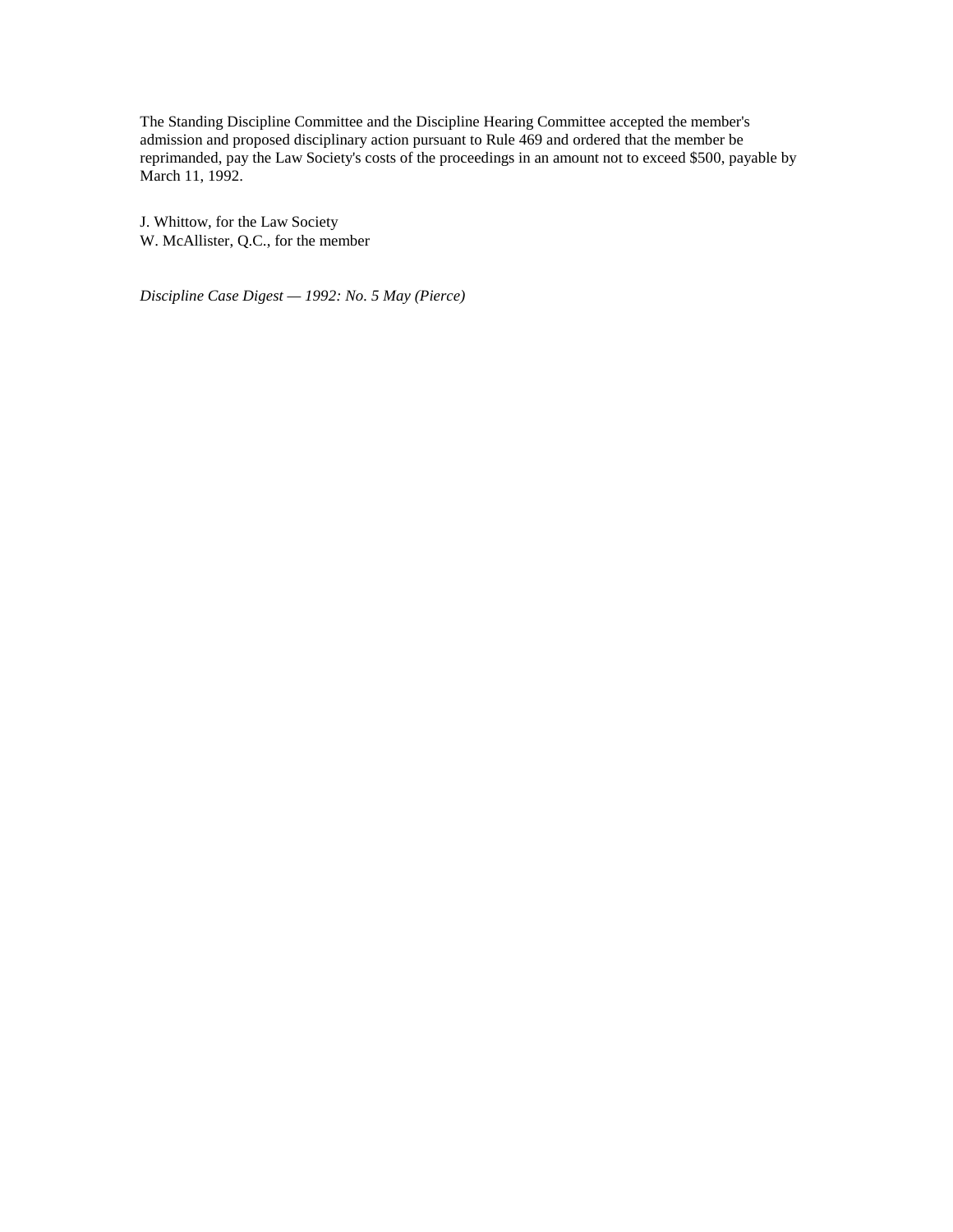The Standing Discipline Committee and the Discipline Hearing Committee accepted the member's admission and proposed disciplinary action pursuant to Rule 469 and ordered that the member be reprimanded, pay the Law Society's costs of the proceedings in an amount not to exceed $500, payable by March 11, 1992.

J. Whittow, for the Law Society
W. McAllister, Q.C., for the member

*Discipline Case Digest — 1992: No. 5 May (Pierce)*